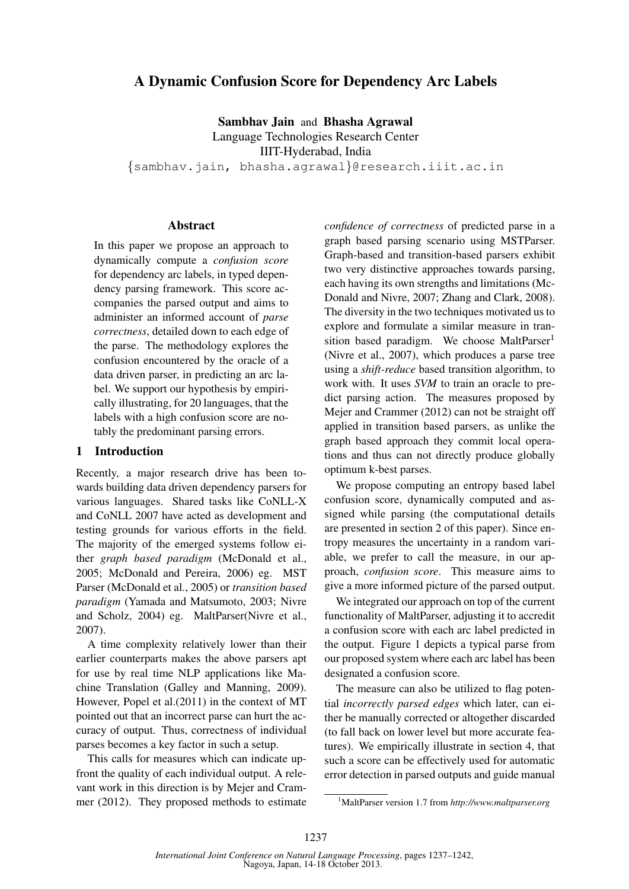# A Dynamic Confusion Score for Dependency Arc Labels

**Sambhav Jain** and **Bhasha Agrawal**
Language Technologies Research Center
IIIT-Hyderabad, India
{sambhav.jain, bhasha.agrawal}@research.iiit.ac.in

## Abstract

In this paper we propose an approach to dynamically compute a *confusion score* for dependency arc labels, in typed dependency parsing framework. This score accompanies the parsed output and aims to administer an informed account of *parse correctness*, detailed down to each edge of the parse. The methodology explores the confusion encountered by the oracle of a data driven parser, in predicting an arc label. We support our hypothesis by empirically illustrating, for 20 languages, that the labels with a high confusion score are notably the predominant parsing errors.

## 1 Introduction

Recently, a major research drive has been towards building data driven dependency parsers for various languages. Shared tasks like CoNLL-X and CoNLL 2007 have acted as development and testing grounds for various efforts in the field. The majority of the emerged systems follow either *graph based paradigm* (McDonald et al., 2005; McDonald and Pereira, 2006) eg. MST Parser (McDonald et al., 2005) or *transition based paradigm* (Yamada and Matsumoto, 2003; Nivre and Scholz, 2004) eg. MaltParser(Nivre et al., 2007).

A time complexity relatively lower than their earlier counterparts makes the above parsers apt for use by real time NLP applications like Machine Translation (Galley and Manning, 2009). However, Popel et al.(2011) in the context of MT pointed out that an incorrect parse can hurt the accuracy of output. Thus, correctness of individual parses becomes a key factor in such a setup.

This calls for measures which can indicate upfront the quality of each individual output. A relevant work in this direction is by Mejer and Crammer (2012). They proposed methods to estimate *confidence of correctness* of predicted parse in a graph based parsing scenario using MSTParser. Graph-based and transition-based parsers exhibit two very distinctive approaches towards parsing, each having its own strengths and limitations (McDonald and Nivre, 2007; Zhang and Clark, 2008). The diversity in the two techniques motivated us to explore and formulate a similar measure in transition based paradigm. We choose MaltParser[1] (Nivre et al., 2007), which produces a parse tree using a *shift-reduce* based transition algorithm, to work with. It uses *SVM* to train an oracle to predict parsing action. The measures proposed by Mejer and Crammer (2012) can not be straight off applied in transition based parsers, as unlike the graph based approach they commit local operations and thus can not directly produce globally optimum k-best parses.

We propose computing an entropy based label confusion score, dynamically computed and assigned while parsing (the computational details are presented in section 2 of this paper). Since entropy measures the uncertainty in a random variable, we prefer to call the measure, in our approach, *confusion score*. This measure aims to give a more informed picture of the parsed output.

We integrated our approach on top of the current functionality of MaltParser, adjusting it to accredit a confusion score with each arc label predicted in the output. Figure 1 depicts a typical parse from our proposed system where each arc label has been designated a confusion score.

The measure can also be utilized to flag potential *incorrectly parsed edges* which later, can either be manually corrected or altogether discarded (to fall back on lower level but more accurate features). We empirically illustrate in section 4, that such a score can be effectively used for automatic error detection in parsed outputs and guide manual

[1] MaltParser version 1.7 from *http://www.maltparser.org*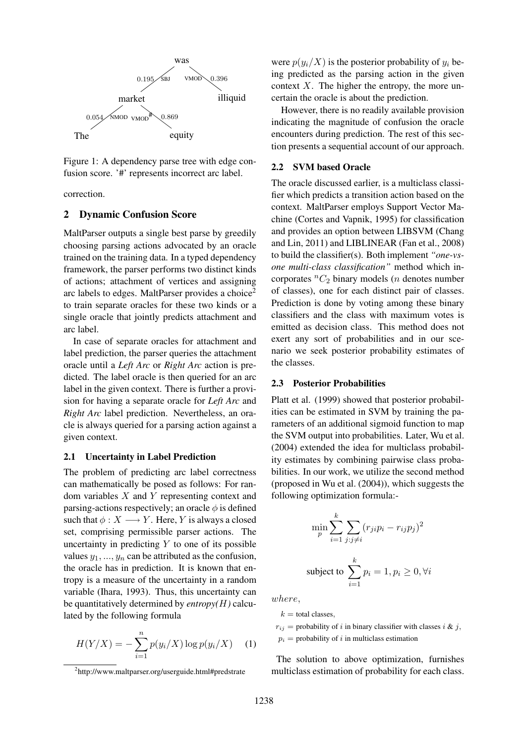Figure 1: A dependency parse tree with edge confusion score. '#' represents incorrect arc label.

correction.

## 2 Dynamic Confusion Score

MaltParser outputs a single best parse by greedily choosing parsing actions advocated by an oracle trained on the training data. In a typed dependency framework, the parser performs two distinct kinds of actions; attachment of vertices and assigning arc labels to edges. MaltParser provides a choice[2] to train separate oracles for these two kinds or a single oracle that jointly predicts attachment and arc label.

In case of separate oracles for attachment and label prediction, the parser queries the attachment oracle until a *Left Arc* or *Right Arc* action is predicted. The label oracle is then queried for an arc label in the given context. There is further a provision for having a separate oracle for *Left Arc* and *Right Arc* label prediction. Nevertheless, an oracle is always queried for a parsing action against a given context.

### 2.1 Uncertainty in Label Prediction

The problem of predicting arc label correctness can mathematically be posed as follows: For random variables $X$ and $Y$ representing context and parsing-actions respectively; an oracle $\phi$ is defined such that $\phi : X \longrightarrow Y$. Here, $Y$ is always a closed set, comprising permissible parser actions. The uncertainty in predicting $Y$ to one of its possible values $y_1, ..., y_n$ can be attributed as the confusion, the oracle has in prediction. It is known that entropy is a measure of the uncertainty in a random variable (Ihara, 1993). Thus, this uncertainty can be quantitatively determined by *entropy(H)* calculated by the following formula

$$H(Y/X) = -\sum_{i=1}^{n} p(y_i/X) \log p(y_i/X) \quad (1)$$

[2] http://www.maltparser.org/userguide.html#predstrate

were $p(y_i/X)$ is the posterior probability of $y_i$ being predicted as the parsing action in the given context $X$. The higher the entropy, the more uncertain the oracle is about the prediction.

However, there is no readily available provision indicating the magnitude of confusion the oracle encounters during prediction. The rest of this section presents a sequential account of our approach.

### 2.2 SVM based Oracle

The oracle discussed earlier, is a multiclass classifier which predicts a transition action based on the context. MaltParser employs Support Vector Machine (Cortes and Vapnik, 1995) for classification and provides an option between LIBSVM (Chang and Lin, 2011) and LIBLINEAR (Fan et al., 2008) to build the classifier(s). Both implement *"one-vs-one multi-class classification"* method which incorporates ${}^{n}C_2$ binary models ($n$ denotes number of classes), one for each distinct pair of classes. Prediction is done by voting among these binary classifiers and the class with maximum votes is emitted as decision class. This method does not exert any sort of probabilities and in our scenario we seek posterior probability estimates of the classes.

### 2.3 Posterior Probabilities

Platt et al. (1999) showed that posterior probabilities can be estimated in SVM by training the parameters of an additional sigmoid function to map the SVM output into probabilities. Later, Wu et al. (2004) extended the idea for multiclass probability estimates by combining pairwise class probabilities. In our work, we utilize the second method (proposed in Wu et al. (2004)), which suggests the following optimization formula:-

$$\min_{p} \sum_{i=1}^{k} \sum_{j:j \neq i} (r_{ji} p_i - r_{ij} p_j)^2$$

$$\text{subject to } \sum_{i=1}^{k} p_i = 1, p_i \geq 0, \forall i$$

*where*,

$k$ = total classes,

$r_{ij}$ = probability of $i$ in binary classifier with classes $i$ & $j$,

$p_i$ = probability of $i$ in multiclass estimation

The solution to above optimization, furnishes multiclass estimation of probability for each class.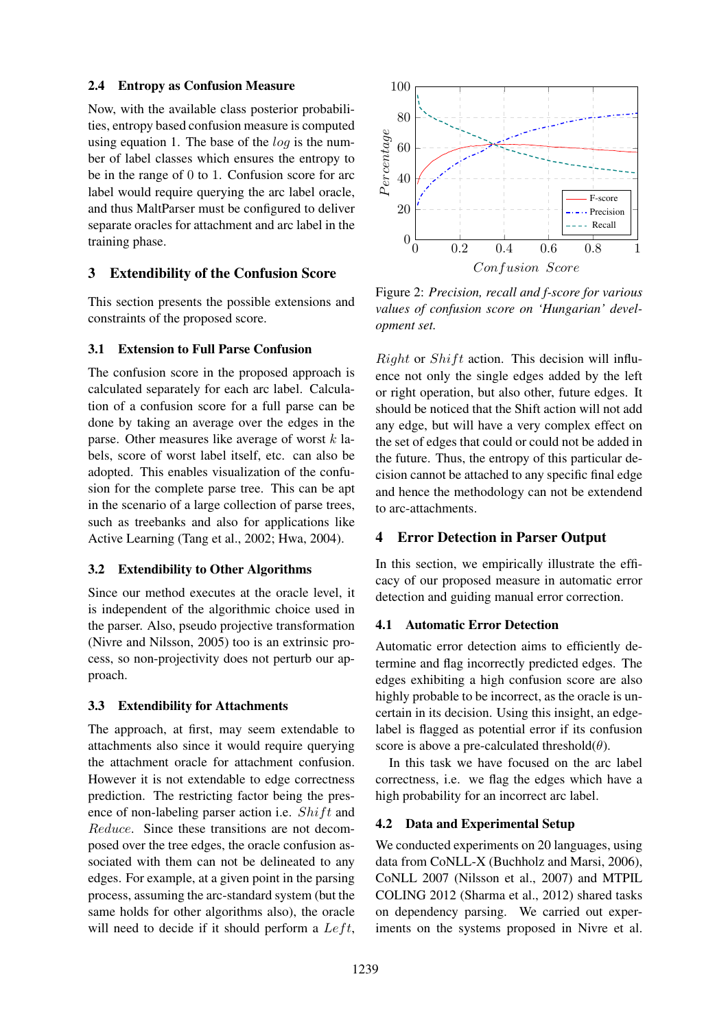### 2.4 Entropy as Confusion Measure

Now, with the available class posterior probabilities, entropy based confusion measure is computed using equation 1. The base of the $log$ is the number of label classes which ensures the entropy to be in the range of 0 to 1. Confusion score for arc label would require querying the arc label oracle, and thus MaltParser must be configured to deliver separate oracles for attachment and arc label in the training phase.

## 3 Extendibility of the Confusion Score

This section presents the possible extensions and constraints of the proposed score.

### 3.1 Extension to Full Parse Confusion

The confusion score in the proposed approach is calculated separately for each arc label. Calculation of a confusion score for a full parse can be done by taking an average over the edges in the parse. Other measures like average of worst $k$ labels, score of worst label itself, etc. can also be adopted. This enables visualization of the confusion for the complete parse tree. This can be apt in the scenario of a large collection of parse trees, such as treebanks and also for applications like Active Learning (Tang et al., 2002; Hwa, 2004).

### 3.2 Extendibility to Other Algorithms

Since our method executes at the oracle level, it is independent of the algorithmic choice used in the parser. Also, pseudo projective transformation (Nivre and Nilsson, 2005) too is an extrinsic process, so non-projectivity does not perturb our approach.

### 3.3 Extendibility for Attachments

The approach, at first, may seem extendable to attachments also since it would require querying the attachment oracle for attachment confusion. However it is not extendable to edge correctness prediction. The restricting factor being the presence of non-labeling parser action i.e. $Shift$ and $Reduce$. Since these transitions are not decomposed over the tree edges, the oracle confusion associated with them can not be delineated to any edges. For example, at a given point in the parsing process, assuming the arc-standard system (but the same holds for other algorithms also), the oracle will need to decide if it should perform a $Left$, $Right$ or $Shift$ action. This decision will influence not only the single edges added by the left or right operation, but also other, future edges. It should be noticed that the Shift action will not add any edge, but will have a very complex effect on the set of edges that could or could not be added in the future. Thus, the entropy of this particular decision cannot be attached to any specific final edge and hence the methodology can not be extendend to arc-attachments.

Figure 2: *Precision, recall and f-score for various values of confusion score on 'Hungarian' development set.*

## 4 Error Detection in Parser Output

In this section, we empirically illustrate the efficacy of our proposed measure in automatic error detection and guiding manual error correction.

### 4.1 Automatic Error Detection

Automatic error detection aims to efficiently determine and flag incorrectly predicted edges. The edges exhibiting a high confusion score are also highly probable to be incorrect, as the oracle is uncertain in its decision. Using this insight, an edge-label is flagged as potential error if its confusion score is above a pre-calculated threshold($\theta$).

In this task we have focused on the arc label correctness, i.e. we flag the edges which have a high probability for an incorrect arc label.

### 4.2 Data and Experimental Setup

We conducted experiments on 20 languages, using data from CoNLL-X (Buchholz and Marsi, 2006), CoNLL 2007 (Nilsson et al., 2007) and MTPIL COLING 2012 (Sharma et al., 2012) shared tasks on dependency parsing. We carried out experiments on the systems proposed in Nivre et al.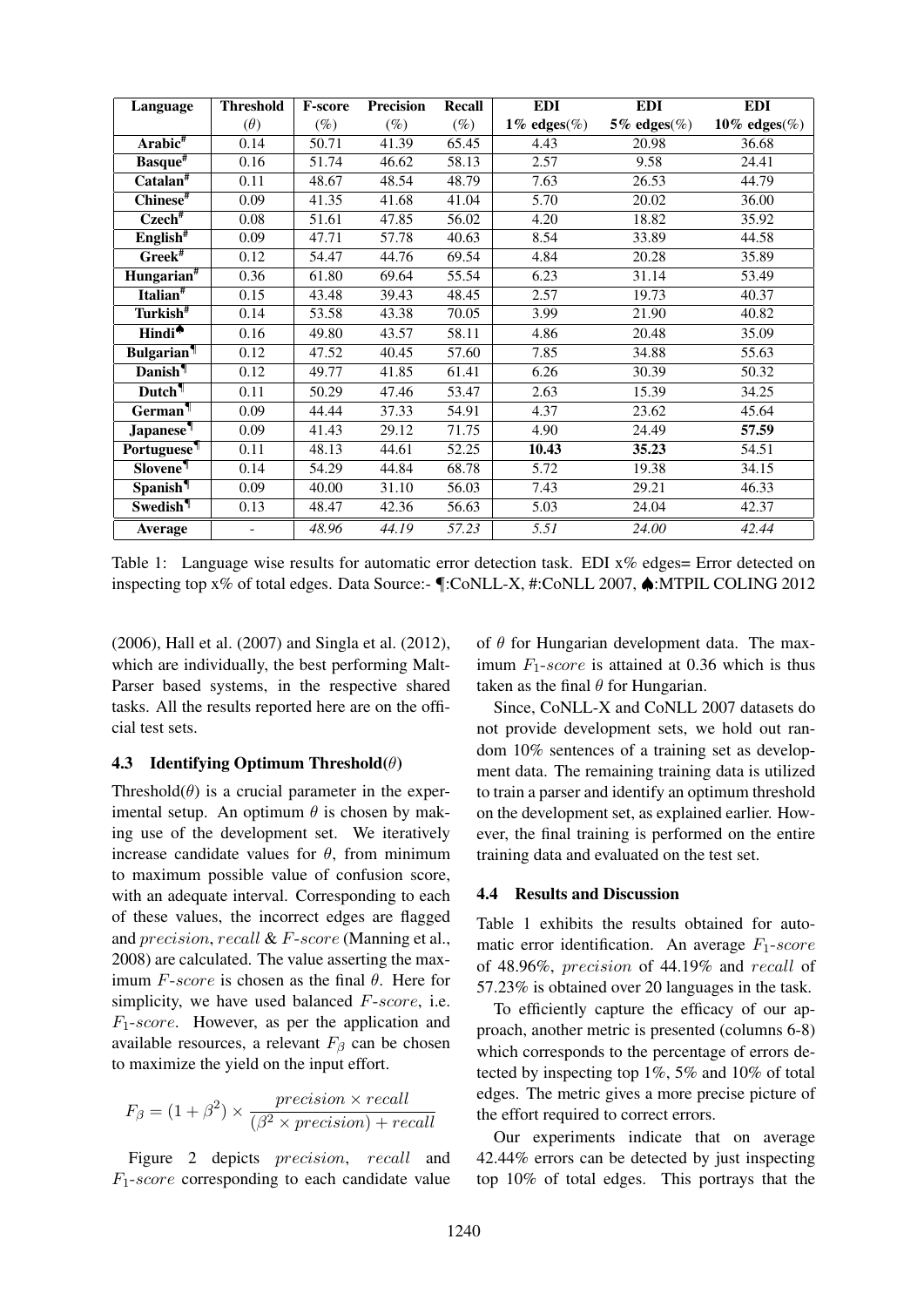| Language | Threshold | F-score | Precision | Recall | EDI | EDI | EDI |
|---|---|---|---|---|---|---|---|
| | ($\theta$) | (%) | (%) | (%) | **1% edges**(%) | **5% edges**(%) | **10% edges**(%) |
| **Arabic**[#] | 0.14 | 50.71 | 41.39 | 65.45 | 4.43 | 20.98 | 36.68 |
| **Basque**[#] | 0.16 | 51.74 | 46.62 | 58.13 | 2.57 | 9.58 | 24.41 |
| **Catalan**[#] | 0.11 | 48.67 | 48.54 | 48.79 | 7.63 | 26.53 | 44.79 |
| **Chinese**[#] | 0.09 | 41.35 | 41.68 | 41.04 | 5.70 | 20.02 | 36.00 |
| **Czech**[#] | 0.08 | 51.61 | 47.85 | 56.02 | 4.20 | 18.82 | 35.92 |
| **English**[#] | 0.09 | 47.71 | 57.78 | 40.63 | 8.54 | 33.89 | 44.58 |
| **Greek**[#] | 0.12 | 54.47 | 44.76 | 69.54 | 4.84 | 20.28 | 35.89 |
| **Hungarian**[#] | 0.36 | 61.80 | 69.64 | 55.54 | 6.23 | 31.14 | 53.49 |
| **Italian**[#] | 0.15 | 43.48 | 39.43 | 48.45 | 2.57 | 19.73 | 40.37 |
| **Turkish**[#] | 0.14 | 53.58 | 43.38 | 70.05 | 3.99 | 21.90 | 40.82 |
| **Hindi**[♠] | 0.16 | 49.80 | 43.57 | 58.11 | 4.86 | 20.48 | 35.09 |
| **Bulgarian**[¶] | 0.12 | 47.52 | 40.45 | 57.60 | 7.85 | 34.88 | 55.63 |
| **Danish**[¶] | 0.12 | 49.77 | 41.85 | 61.41 | 6.26 | 30.39 | 50.32 |
| **Dutch**[¶] | 0.11 | 50.29 | 47.46 | 53.47 | 2.63 | 15.39 | 34.25 |
| **German**[¶] | 0.09 | 44.44 | 37.33 | 54.91 | 4.37 | 23.62 | 45.64 |
| **Japanese**[¶] | 0.09 | 41.43 | 29.12 | 71.75 | 4.90 | 24.49 | **57.59** |
| **Portuguese**[¶] | 0.11 | 48.13 | 44.61 | 52.25 | **10.43** | **35.23** | 54.51 |
| **Slovene**[¶] | 0.14 | 54.29 | 44.84 | 68.78 | 5.72 | 19.38 | 34.15 |
| **Spanish**[¶] | 0.09 | 40.00 | 31.10 | 56.03 | 7.43 | 29.21 | 46.33 |
| **Swedish**[¶] | 0.13 | 48.47 | 42.36 | 56.63 | 5.03 | 24.04 | 42.37 |
| **Average** | - | *48.96* | *44.19* | *57.23* | *5.51* | *24.00* | *42.44* |

Table 1: Language wise results for automatic error detection task. EDI x% edges= Error detected on inspecting top x% of total edges. Data Source:- ¶:CoNLL-X, #:CoNLL 2007, ♠:MTPIL COLING 2012

(2006), Hall et al. (2007) and Singla et al. (2012), which are individually, the best performing Malt-Parser based systems, in the respective shared tasks. All the results reported here are on the official test sets.

### 4.3 Identifying Optimum Threshold($\theta$)

Threshold($\theta$) is a crucial parameter in the experimental setup. An optimum $\theta$ is chosen by making use of the development set. We iteratively increase candidate values for $\theta$, from minimum to maximum possible value of confusion score, with an adequate interval. Corresponding to each of these values, the incorrect edges are flagged and $precision$, $recall$ & $F\text{-}score$ (Manning et al., 2008) are calculated. The value asserting the maximum $F\text{-}score$ is chosen as the final $\theta$. Here for simplicity, we have used balanced $F\text{-}score$, i.e. $F_1\text{-}score$. However, as per the application and available resources, a relevant $F_\beta$ can be chosen to maximize the yield on the input effort.

$$F_\beta = (1+\beta^2) \times \frac{precision \times recall}{(\beta^2 \times precision) + recall}$$

Figure 2 depicts $precision$, $recall$ and $F_1\text{-}score$ corresponding to each candidate value of $\theta$ for Hungarian development data. The maximum $F_1\text{-}score$ is attained at 0.36 which is thus taken as the final $\theta$ for Hungarian.

Since, CoNLL-X and CoNLL 2007 datasets do not provide development sets, we hold out random 10% sentences of a training set as development data. The remaining training data is utilized to train a parser and identify an optimum threshold on the development set, as explained earlier. However, the final training is performed on the entire training data and evaluated on the test set.

### 4.4 Results and Discussion

Table 1 exhibits the results obtained for automatic error identification. An average $F_1\text{-}score$ of 48.96%, $precision$ of 44.19% and $recall$ of 57.23% is obtained over 20 languages in the task.

To efficiently capture the efficacy of our approach, another metric is presented (columns 6-8) which corresponds to the percentage of errors detected by inspecting top 1%, 5% and 10% of total edges. The metric gives a more precise picture of the effort required to correct errors.

Our experiments indicate that on average 42.44% errors can be detected by just inspecting top 10% of total edges. This portrays that the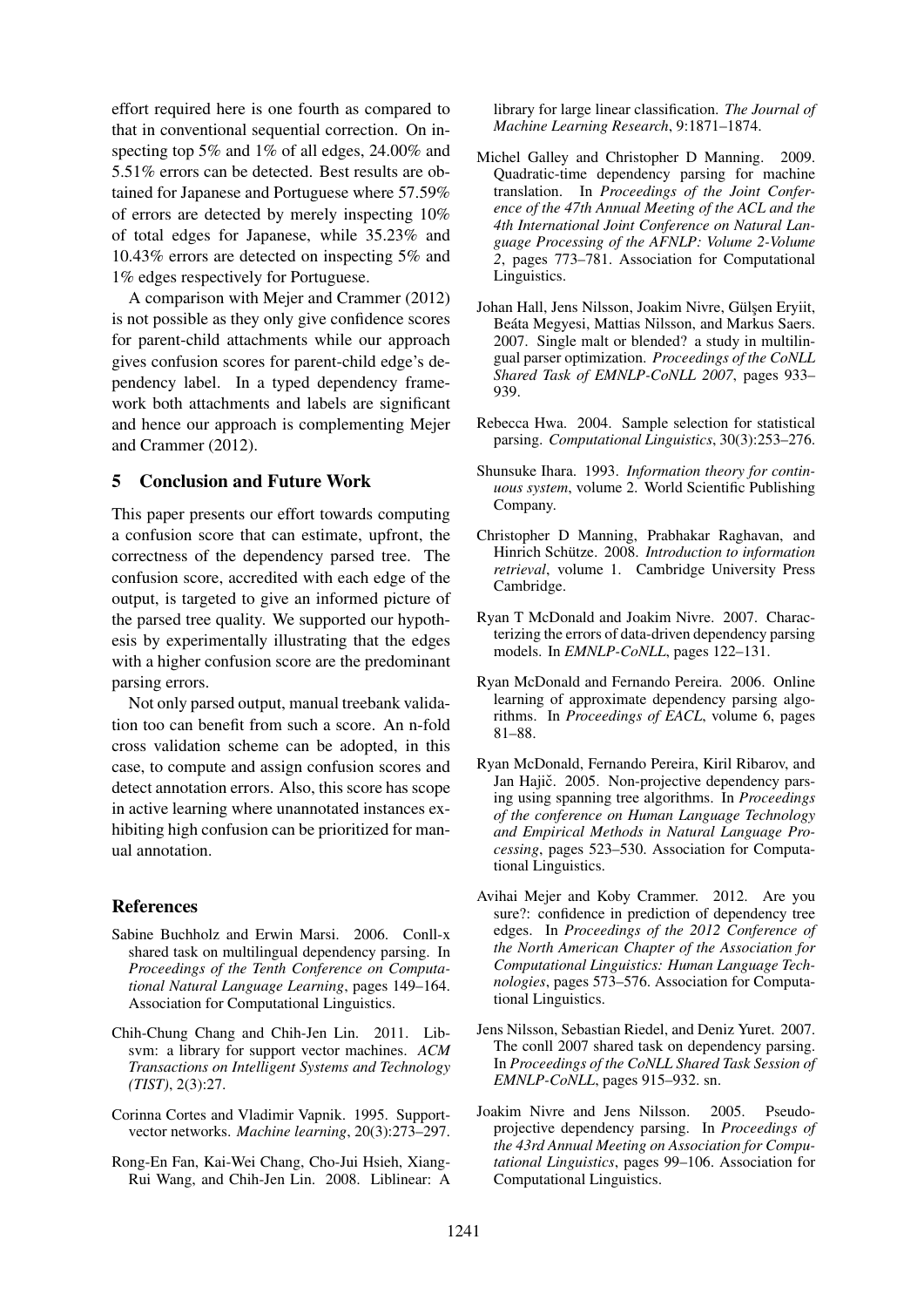effort required here is one fourth as compared to that in conventional sequential correction. On inspecting top 5% and 1% of all edges, 24.00% and 5.51% errors can be detected. Best results are obtained for Japanese and Portuguese where 57.59% of errors are detected by merely inspecting 10% of total edges for Japanese, while 35.23% and 10.43% errors are detected on inspecting 5% and 1% edges respectively for Portuguese.

A comparison with Mejer and Crammer (2012) is not possible as they only give confidence scores for parent-child attachments while our approach gives confusion scores for parent-child edge's dependency label. In a typed dependency framework both attachments and labels are significant and hence our approach is complementing Mejer and Crammer (2012).

## 5 Conclusion and Future Work

This paper presents our effort towards computing a confusion score that can estimate, upfront, the correctness of the dependency parsed tree. The confusion score, accredited with each edge of the output, is targeted to give an informed picture of the parsed tree quality. We supported our hypothesis by experimentally illustrating that the edges with a higher confusion score are the predominant parsing errors.

Not only parsed output, manual treebank validation too can benefit from such a score. An n-fold cross validation scheme can be adopted, in this case, to compute and assign confusion scores and detect annotation errors. Also, this score has scope in active learning where unannotated instances exhibiting high confusion can be prioritized for manual annotation.

## References

Sabine Buchholz and Erwin Marsi. 2006. Conll-x shared task on multilingual dependency parsing. In *Proceedings of the Tenth Conference on Computational Natural Language Learning*, pages 149–164. Association for Computational Linguistics.

Chih-Chung Chang and Chih-Jen Lin. 2011. Libsvm: a library for support vector machines. *ACM Transactions on Intelligent Systems and Technology (TIST)*, 2(3):27.

Corinna Cortes and Vladimir Vapnik. 1995. Support-vector networks. *Machine learning*, 20(3):273–297.

Rong-En Fan, Kai-Wei Chang, Cho-Jui Hsieh, Xiang-Rui Wang, and Chih-Jen Lin. 2008. Liblinear: A library for large linear classification. *The Journal of Machine Learning Research*, 9:1871–1874.

Michel Galley and Christopher D Manning. 2009. Quadratic-time dependency parsing for machine translation. In *Proceedings of the Joint Conference of the 47th Annual Meeting of the ACL and the 4th International Joint Conference on Natural Language Processing of the AFNLP: Volume 2-Volume 2*, pages 773–781. Association for Computational Linguistics.

Johan Hall, Jens Nilsson, Joakim Nivre, Gülşen Eryiit, Beáta Megyesi, Mattias Nilsson, and Markus Saers. 2007. Single malt or blended? a study in multilingual parser optimization. *Proceedings of the CoNLL Shared Task of EMNLP-CoNLL 2007*, pages 933–939.

Rebecca Hwa. 2004. Sample selection for statistical parsing. *Computational Linguistics*, 30(3):253–276.

Shunsuke Ihara. 1993. *Information theory for continuous system*, volume 2. World Scientific Publishing Company.

Christopher D Manning, Prabhakar Raghavan, and Hinrich Schütze. 2008. *Introduction to information retrieval*, volume 1. Cambridge University Press Cambridge.

Ryan T McDonald and Joakim Nivre. 2007. Characterizing the errors of data-driven dependency parsing models. In *EMNLP-CoNLL*, pages 122–131.

Ryan McDonald and Fernando Pereira. 2006. Online learning of approximate dependency parsing algorithms. In *Proceedings of EACL*, volume 6, pages 81–88.

Ryan McDonald, Fernando Pereira, Kiril Ribarov, and Jan Hajič. 2005. Non-projective dependency parsing using spanning tree algorithms. In *Proceedings of the conference on Human Language Technology and Empirical Methods in Natural Language Processing*, pages 523–530. Association for Computational Linguistics.

Avihai Mejer and Koby Crammer. 2012. Are you sure?: confidence in prediction of dependency tree edges. In *Proceedings of the 2012 Conference of the North American Chapter of the Association for Computational Linguistics: Human Language Technologies*, pages 573–576. Association for Computational Linguistics.

Jens Nilsson, Sebastian Riedel, and Deniz Yuret. 2007. The conll 2007 shared task on dependency parsing. In *Proceedings of the CoNLL Shared Task Session of EMNLP-CoNLL*, pages 915–932. sn.

Joakim Nivre and Jens Nilsson. 2005. Pseudo-projective dependency parsing. In *Proceedings of the 43rd Annual Meeting on Association for Computational Linguistics*, pages 99–106. Association for Computational Linguistics.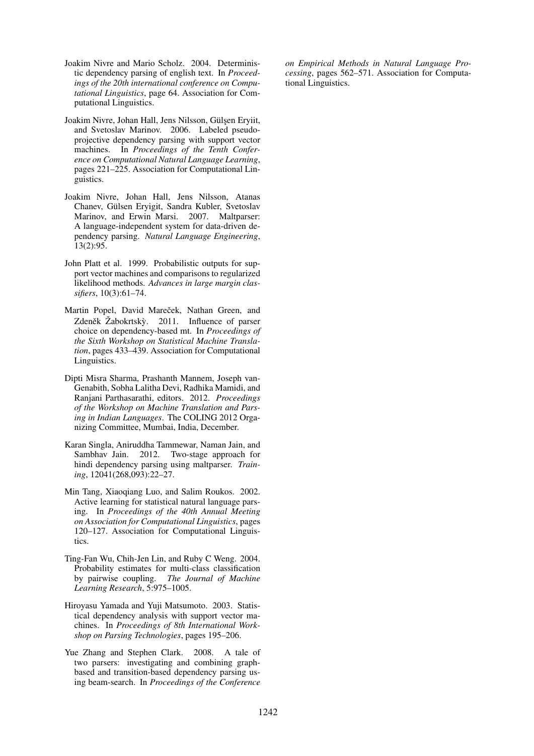Joakim Nivre and Mario Scholz. 2004. Deterministic dependency parsing of english text. In *Proceedings of the 20th international conference on Computational Linguistics*, page 64. Association for Computational Linguistics.

Joakim Nivre, Johan Hall, Jens Nilsson, Gülşen Eryiit, and Svetoslav Marinov. 2006. Labeled pseudo-projective dependency parsing with support vector machines. In *Proceedings of the Tenth Conference on Computational Natural Language Learning*, pages 221–225. Association for Computational Linguistics.

Joakim Nivre, Johan Hall, Jens Nilsson, Atanas Chanev, Gülsen Eryigit, Sandra Kubler, Svetoslav Marinov, and Erwin Marsi. 2007. Maltparser: A language-independent system for data-driven dependency parsing. *Natural Language Engineering*, 13(2):95.

John Platt et al. 1999. Probabilistic outputs for support vector machines and comparisons to regularized likelihood methods. *Advances in large margin classifiers*, 10(3):61–74.

Martin Popel, David Mareček, Nathan Green, and Zdeněk Žabokrtskỳ. 2011. Influence of parser choice on dependency-based mt. In *Proceedings of the Sixth Workshop on Statistical Machine Translation*, pages 433–439. Association for Computational Linguistics.

Dipti Misra Sharma, Prashanth Mannem, Joseph van-Genabith, Sobha Lalitha Devi, Radhika Mamidi, and Ranjani Parthasarathi, editors. 2012. *Proceedings of the Workshop on Machine Translation and Parsing in Indian Languages*. The COLING 2012 Organizing Committee, Mumbai, India, December.

Karan Singla, Aniruddha Tammewar, Naman Jain, and Sambhav Jain. 2012. Two-stage approach for hindi dependency parsing using maltparser. *Training*, 12041(268,093):22–27.

Min Tang, Xiaoqiang Luo, and Salim Roukos. 2002. Active learning for statistical natural language parsing. In *Proceedings of the 40th Annual Meeting on Association for Computational Linguistics*, pages 120–127. Association for Computational Linguistics.

Ting-Fan Wu, Chih-Jen Lin, and Ruby C Weng. 2004. Probability estimates for multi-class classification by pairwise coupling. *The Journal of Machine Learning Research*, 5:975–1005.

Hiroyasu Yamada and Yuji Matsumoto. 2003. Statistical dependency analysis with support vector machines. In *Proceedings of 8th International Workshop on Parsing Technologies*, pages 195–206.

Yue Zhang and Stephen Clark. 2008. A tale of two parsers: investigating and combining graph-based and transition-based dependency parsing using beam-search. In *Proceedings of the Conference on Empirical Methods in Natural Language Processing*, pages 562–571. Association for Computational Linguistics.